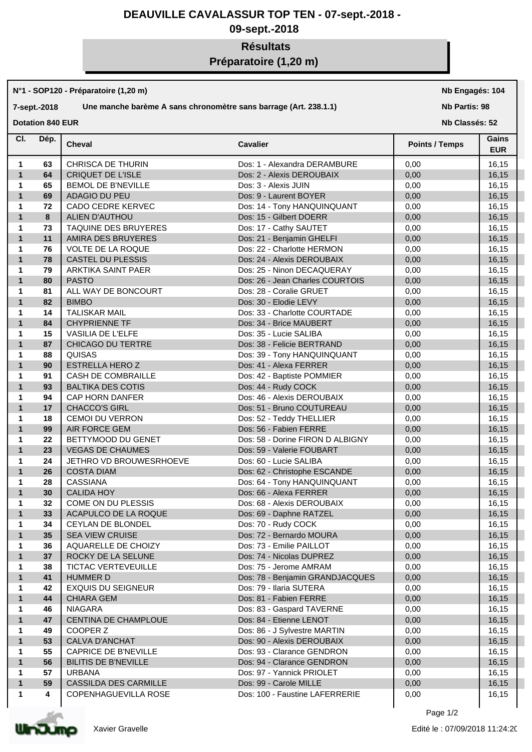# DEAUVILLE CAVALASSUR TOP TEN - 07-sept.-2018 - 09-sept.-2018

## Résultats

## Préparatoire (1,20 m)

**N°1 - SOP120 - Préparatoire (1,20 m)**

**7-sept.-2018** **Une manche barème A sans chronomètre sans barrage (Art. 238.1.1)**

**Dotation 840 EUR**

**Nb Engagés: 104**
**Nb Partis: 98**
**Nb Classés: 52**

| Cl. | Dép. | Cheval | Cavalier | Points / Temps | Gains EUR |
|---|---|---|---|---|---|
| 1 | 63 | CHRISCA DE THURIN | Dos: 1 - Alexandra DERAMBURE | 0,00 | 16,15 |
| 1 | 64 | CRIQUET DE L'ISLE | Dos: 2 - Alexis DEROUBAIX | 0,00 | 16,15 |
| 1 | 65 | BEMOL DE B'NEVILLE | Dos: 3 - Alexis JUIN | 0,00 | 16,15 |
| 1 | 69 | ADAGIO DU PEU | Dos: 9 - Laurent BOYER | 0,00 | 16,15 |
| 1 | 72 | CADO CEDRE KERVEC | Dos: 14 - Tony HANQUINQUANT | 0,00 | 16,15 |
| 1 | 8 | ALIEN D'AUTHOU | Dos: 15 - Gilbert DOERR | 0,00 | 16,15 |
| 1 | 73 | TAQUINE DES BRUYERES | Dos: 17 - Cathy SAUTET | 0,00 | 16,15 |
| 1 | 11 | AMIRA DES BRUYERES | Dos: 21 - Benjamin GHELFI | 0,00 | 16,15 |
| 1 | 76 | VOLTE DE LA ROQUE | Dos: 22 - Charlotte HERMON | 0,00 | 16,15 |
| 1 | 78 | CASTEL DU PLESSIS | Dos: 24 - Alexis DEROUBAIX | 0,00 | 16,15 |
| 1 | 79 | ARKTIKA SAINT PAER | Dos: 25 - Ninon DECAQUERAY | 0,00 | 16,15 |
| 1 | 80 | PASTO | Dos: 26 - Jean Charles COURTOIS | 0,00 | 16,15 |
| 1 | 81 | ALL WAY DE BONCOURT | Dos: 28 - Coralie GRUET | 0,00 | 16,15 |
| 1 | 82 | BIMBO | Dos: 30 - Elodie LEVY | 0,00 | 16,15 |
| 1 | 14 | TALISKAR MAIL | Dos: 33 - Charlotte COURTADE | 0,00 | 16,15 |
| 1 | 84 | CHYPRIENNE TF | Dos: 34 - Brice MAUBERT | 0,00 | 16,15 |
| 1 | 15 | VASILIA DE L'ELFE | Dos: 35 - Lucie SALIBA | 0,00 | 16,15 |
| 1 | 87 | CHICAGO DU TERTRE | Dos: 38 - Felicie BERTRAND | 0,00 | 16,15 |
| 1 | 88 | QUISAS | Dos: 39 - Tony HANQUINQUANT | 0,00 | 16,15 |
| 1 | 90 | ESTRELLA HERO Z | Dos: 41 - Alexa FERRER | 0,00 | 16,15 |
| 1 | 91 | CASH DE COMBRAILLE | Dos: 42 - Baptiste POMMIER | 0,00 | 16,15 |
| 1 | 93 | BALTIKA DES COTIS | Dos: 44 - Rudy COCK | 0,00 | 16,15 |
| 1 | 94 | CAP HORN DANFER | Dos: 46 - Alexis DEROUBAIX | 0,00 | 16,15 |
| 1 | 17 | CHACCO'S GIRL | Dos: 51 - Bruno COUTUREAU | 0,00 | 16,15 |
| 1 | 18 | CEMOI DU VERRON | Dos: 52 - Teddy THELLIER | 0,00 | 16,15 |
| 1 | 99 | AIR FORCE GEM | Dos: 56 - Fabien FERRE | 0,00 | 16,15 |
| 1 | 22 | BETTYMOOD DU GENET | Dos: 58 - Dorine FIRON D ALBIGNY | 0,00 | 16,15 |
| 1 | 23 | VEGAS DE CHAUMES | Dos: 59 - Valerie FOUBART | 0,00 | 16,15 |
| 1 | 24 | JETHRO VD BROUWESRHOEVE | Dos: 60 - Lucie SALIBA | 0,00 | 16,15 |
| 1 | 26 | COSTA DIAM | Dos: 62 - Christophe ESCANDE | 0,00 | 16,15 |
| 1 | 28 | CASSIANA | Dos: 64 - Tony HANQUINQUANT | 0,00 | 16,15 |
| 1 | 30 | CALIDA HOY | Dos: 66 - Alexa FERRER | 0,00 | 16,15 |
| 1 | 32 | COME ON DU PLESSIS | Dos: 68 - Alexis DEROUBAIX | 0,00 | 16,15 |
| 1 | 33 | ACAPULCO DE LA ROQUE | Dos: 69 - Daphne RATZEL | 0,00 | 16,15 |
| 1 | 34 | CEYLAN DE BLONDEL | Dos: 70 - Rudy COCK | 0,00 | 16,15 |
| 1 | 35 | SEA VIEW CRUISE | Dos: 72 - Bernardo MOURA | 0,00 | 16,15 |
| 1 | 36 | AQUARELLE DE CHOIZY | Dos: 73 - Emilie PAILLOT | 0,00 | 16,15 |
| 1 | 37 | ROCKY DE LA SELUNE | Dos: 74 - Nicolas DUPREZ | 0,00 | 16,15 |
| 1 | 38 | TICTAC VERTEVEUILLE | Dos: 75 - Jerome AMRAM | 0,00 | 16,15 |
| 1 | 41 | HUMMER D | Dos: 78 - Benjamin GRANDJACQUES | 0,00 | 16,15 |
| 1 | 42 | EXQUIS DU SEIGNEUR | Dos: 79 - Ilaria SUTERA | 0,00 | 16,15 |
| 1 | 44 | CHIARA GEM | Dos: 81 - Fabien FERRE | 0,00 | 16,15 |
| 1 | 46 | NIAGARA | Dos: 83 - Gaspard TAVERNE | 0,00 | 16,15 |
| 1 | 47 | CENTINA DE CHAMPLOUE | Dos: 84 - Etienne LENOT | 0,00 | 16,15 |
| 1 | 49 | COOPER Z | Dos: 86 - J Sylvestre MARTIN | 0,00 | 16,15 |
| 1 | 53 | CALVA D'ANCHAT | Dos: 90 - Alexis DEROUBAIX | 0,00 | 16,15 |
| 1 | 55 | CAPRICE DE B'NEVILLE | Dos: 93 - Clarance GENDRON | 0,00 | 16,15 |
| 1 | 56 | BILITIS DE B'NEVILLE | Dos: 94 - Clarance GENDRON | 0,00 | 16,15 |
| 1 | 57 | URBANA | Dos: 97 - Yannick PRIOLET | 0,00 | 16,15 |
| 1 | 59 | CASSILDA DES CARMILLE | Dos: 99 - Carole MILLE | 0,00 | 16,15 |
| 1 | 4 | COPENHAGUEVILLA ROSE | Dos: 100 - Faustine LAFERRERIE | 0,00 | 16,15 |

Xavier Gravelle

Edité le : 07/09/2018 11:24:20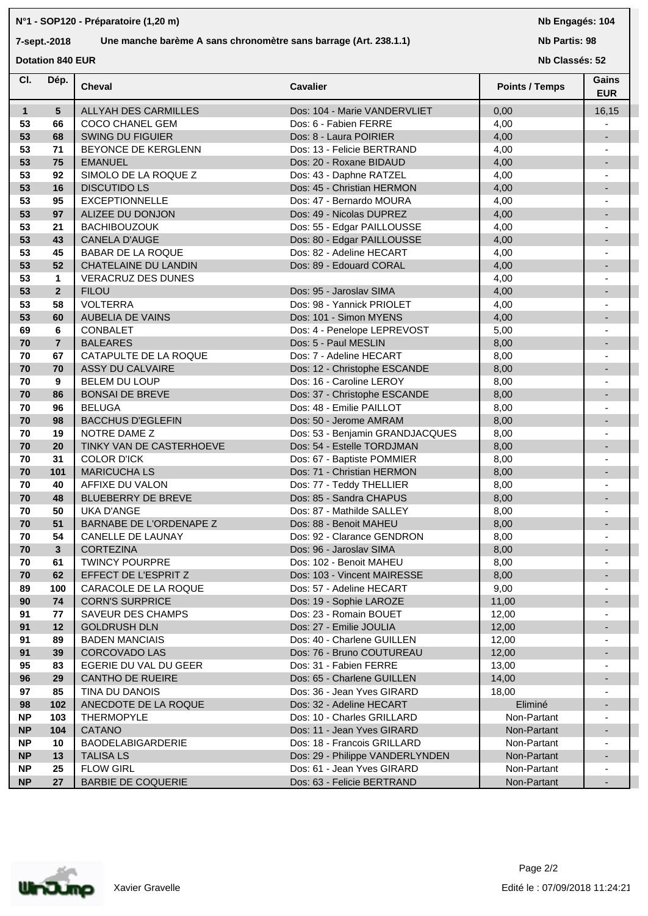**N°1 - SOP120 - Préparatoire (1,20 m)**

**7-sept.-2018** **Une manche barème A sans chronomètre sans barrage (Art. 238.1.1)**

**Dotation 840 EUR**

**Nb Engagés: 104**

**Nb Partis: 98**

**Nb Classés: 52**

| Cl. | Dép. | Cheval | Cavalier | Points / Temps | Gains EUR |
|---|---|---|---|---|---|
| 1 | 5 | ALLYAH DES CARMILLES | Dos: 104 - Marie VANDERVLIET | 0,00 | 16,15 |
| 53 | 66 | COCO CHANEL GEM | Dos: 6 - Fabien FERRE | 4,00 | - |
| 53 | 68 | SWING DU FIGUIER | Dos: 8 - Laura POIRIER | 4,00 | - |
| 53 | 71 | BEYONCE DE KERGLENN | Dos: 13 - Felicie BERTRAND | 4,00 | - |
| 53 | 75 | EMANUEL | Dos: 20 - Roxane BIDAUD | 4,00 | - |
| 53 | 92 | SIMOLO DE LA ROQUE Z | Dos: 43 - Daphne RATZEL | 4,00 | - |
| 53 | 16 | DISCUTIDO LS | Dos: 45 - Christian HERMON | 4,00 | - |
| 53 | 95 | EXCEPTIONNELLE | Dos: 47 - Bernardo MOURA | 4,00 | - |
| 53 | 97 | ALIZEE DU DONJON | Dos: 49 - Nicolas DUPREZ | 4,00 | - |
| 53 | 21 | BACHIBOUZOUK | Dos: 55 - Edgar PAILLOUSSE | 4,00 | - |
| 53 | 43 | CANELA D'AUGE | Dos: 80 - Edgar PAILLOUSSE | 4,00 | - |
| 53 | 45 | BABAR DE LA ROQUE | Dos: 82 - Adeline HECART | 4,00 | - |
| 53 | 52 | CHATELAINE DU LANDIN | Dos: 89 - Edouard CORAL | 4,00 | - |
| 53 | 1 | VERACRUZ DES DUNES | | 4,00 | - |
| 53 | 2 | FILOU | Dos: 95 - Jaroslav SIMA | 4,00 | - |
| 53 | 58 | VOLTERRA | Dos: 98 - Yannick PRIOLET | 4,00 | - |
| 53 | 60 | AUBELIA DE VAINS | Dos: 101 - Simon MYENS | 4,00 | - |
| 69 | 6 | CONBALET | Dos: 4 - Penelope LEPREVOST | 5,00 | - |
| 70 | 7 | BALEARES | Dos: 5 - Paul MESLIN | 8,00 | - |
| 70 | 67 | CATAPULTE DE LA ROQUE | Dos: 7 - Adeline HECART | 8,00 | - |
| 70 | 70 | ASSY DU CALVAIRE | Dos: 12 - Christophe ESCANDE | 8,00 | - |
| 70 | 9 | BELEM DU LOUP | Dos: 16 - Caroline LEROY | 8,00 | - |
| 70 | 86 | BONSAI DE BREVE | Dos: 37 - Christophe ESCANDE | 8,00 | - |
| 70 | 96 | BELUGA | Dos: 48 - Emilie PAILLOT | 8,00 | - |
| 70 | 98 | BACCHUS D'EGLEFIN | Dos: 50 - Jerome AMRAM | 8,00 | - |
| 70 | 19 | NOTRE DAME Z | Dos: 53 - Benjamin GRANDJACQUES | 8,00 | - |
| 70 | 20 | TINKY VAN DE CASTERHOEVE | Dos: 54 - Estelle TORDJMAN | 8,00 | - |
| 70 | 31 | COLOR D'ICK | Dos: 67 - Baptiste POMMIER | 8,00 | - |
| 70 | 101 | MARICUCHA LS | Dos: 71 - Christian HERMON | 8,00 | - |
| 70 | 40 | AFFIXE DU VALON | Dos: 77 - Teddy THELLIER | 8,00 | - |
| 70 | 48 | BLUEBERRY DE BREVE | Dos: 85 - Sandra CHAPUS | 8,00 | - |
| 70 | 50 | UKA D'ANGE | Dos: 87 - Mathilde SALLEY | 8,00 | - |
| 70 | 51 | BARNABE DE L'ORDENAPE Z | Dos: 88 - Benoit MAHEU | 8,00 | - |
| 70 | 54 | CANELLE DE LAUNAY | Dos: 92 - Clarance GENDRON | 8,00 | - |
| 70 | 3 | CORTEZINA | Dos: 96 - Jaroslav SIMA | 8,00 | - |
| 70 | 61 | TWINCY POURPRE | Dos: 102 - Benoit MAHEU | 8,00 | - |
| 70 | 62 | EFFECT DE L'ESPRIT Z | Dos: 103 - Vincent MAIRESSE | 8,00 | - |
| 89 | 100 | CARACOLE DE LA ROQUE | Dos: 57 - Adeline HECART | 9,00 | - |
| 90 | 74 | CORN'S SURPRICE | Dos: 19 - Sophie LAROZE | 11,00 | - |
| 91 | 77 | SAVEUR DES CHAMPS | Dos: 23 - Romain BOUET | 12,00 | - |
| 91 | 12 | GOLDRUSH DLN | Dos: 27 - Emilie JOULIA | 12,00 | - |
| 91 | 89 | BADEN MANCIAIS | Dos: 40 - Charlene GUILLEN | 12,00 | - |
| 91 | 39 | CORCOVADO LAS | Dos: 76 - Bruno COUTUREAU | 12,00 | - |
| 95 | 83 | EGERIE DU VAL DU GEER | Dos: 31 - Fabien FERRE | 13,00 | - |
| 96 | 29 | CANTHO DE RUEIRE | Dos: 65 - Charlene GUILLEN | 14,00 | - |
| 97 | 85 | TINA DU DANOIS | Dos: 36 - Jean Yves GIRARD | 18,00 | - |
| 98 | 102 | ANECDOTE DE LA ROQUE | Dos: 32 - Adeline HECART | Eliminé | - |
| NP | 103 | THERMOPYLE | Dos: 10 - Charles GRILLARD | Non-Partant | - |
| NP | 104 | CATANO | Dos: 11 - Jean Yves GIRARD | Non-Partant | - |
| NP | 10 | BAODELABIGARDERIE | Dos: 18 - Francois GRILLARD | Non-Partant | - |
| NP | 13 | TALISA LS | Dos: 29 - Philippe VANDERLYNDEN | Non-Partant | - |
| NP | 25 | FLOW GIRL | Dos: 61 - Jean Yves GIRARD | Non-Partant | - |
| NP | 27 | BARBIE DE COQUERIE | Dos: 63 - Felicie BERTRAND | Non-Partant | - |

Xavier Gravelle

Edité le : 07/09/2018 11:24:21